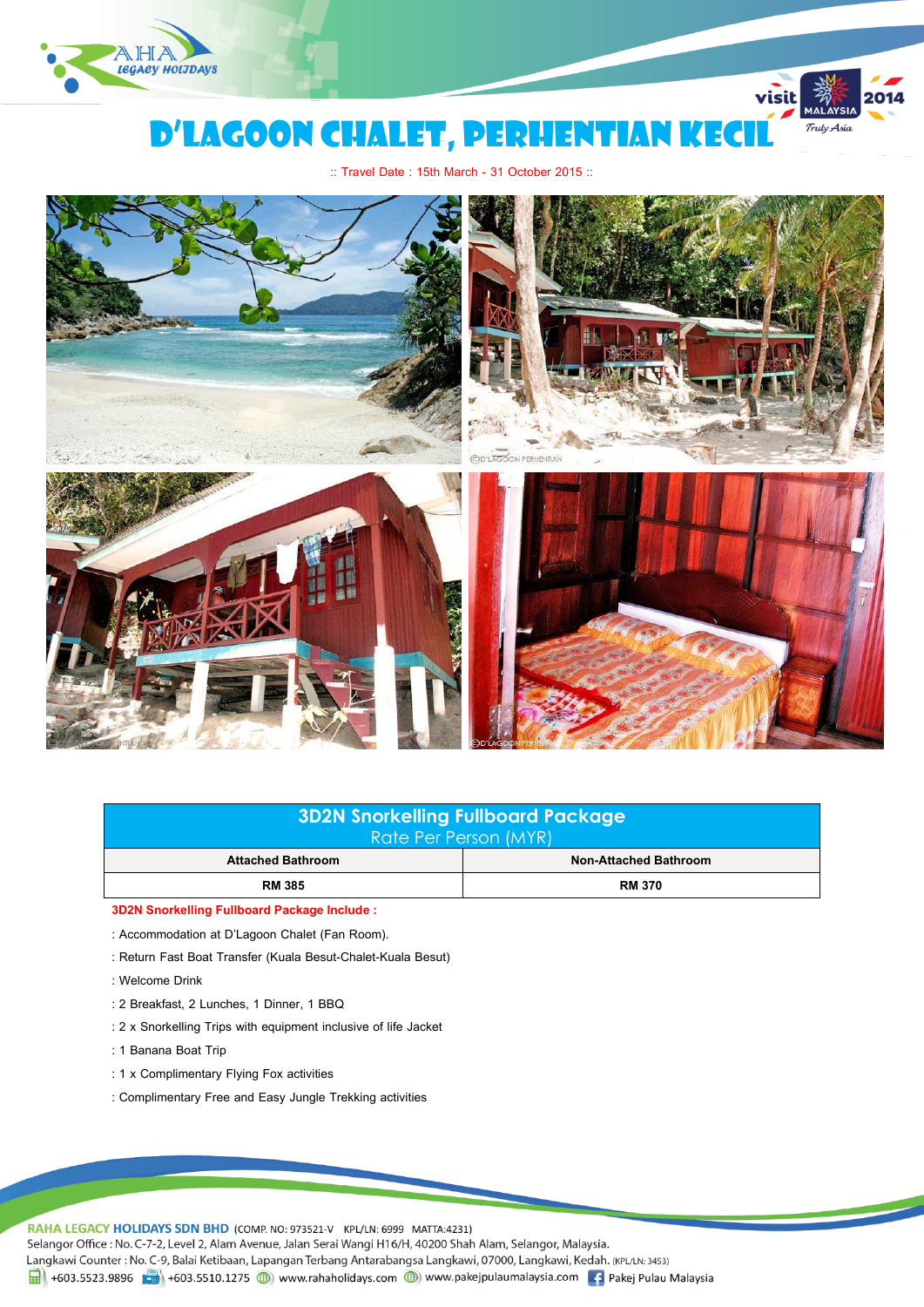# D'LAGOON CHALET, PERHENTIAN KECIL

:: Travel Date : 15th March - 31 October 2015 ::

| 3D2N Snorkelling Fullboard Package Rate Per Person (MYR) | |
|---|---|
| Attached Bathroom | Non-Attached Bathroom |
| RM 385 | RM 370 |

**3D2N Snorkelling Fullboard Package Include :**

: Accommodation at D'Lagoon Chalet (Fan Room).

: Return Fast Boat Transfer (Kuala Besut-Chalet-Kuala Besut)

: Welcome Drink

: 2 Breakfast, 2 Lunches, 1 Dinner, 1 BBQ

: 2 x Snorkelling Trips with equipment inclusive of life Jacket

: 1 Banana Boat Trip

: 1 x Complimentary Flying Fox activities

: Complimentary Free and Easy Jungle Trekking activities

**RAHA LEGACY HOLIDAYS SDN BHD** (COMP. NO: 973521-V KPL/LN: 6999 MATTA:4231)
Selangor Office : No. C-7-2, Level 2, Alam Avenue, Jalan Serai Wangi H16/H, 40200 Shah Alam, Selangor, Malaysia.
Langkawi Counter : No. C-9, Balai Ketibaan, Lapangan Terbang Antarabangsa Langkawi, 07000, Langkawi, Kedah. (KPL/LN: 3453)
+603.5523.9896 +603.5510.1275 www.rahaholidays.com www.pakejpulaumalaysia.com Pakej Pulau Malaysia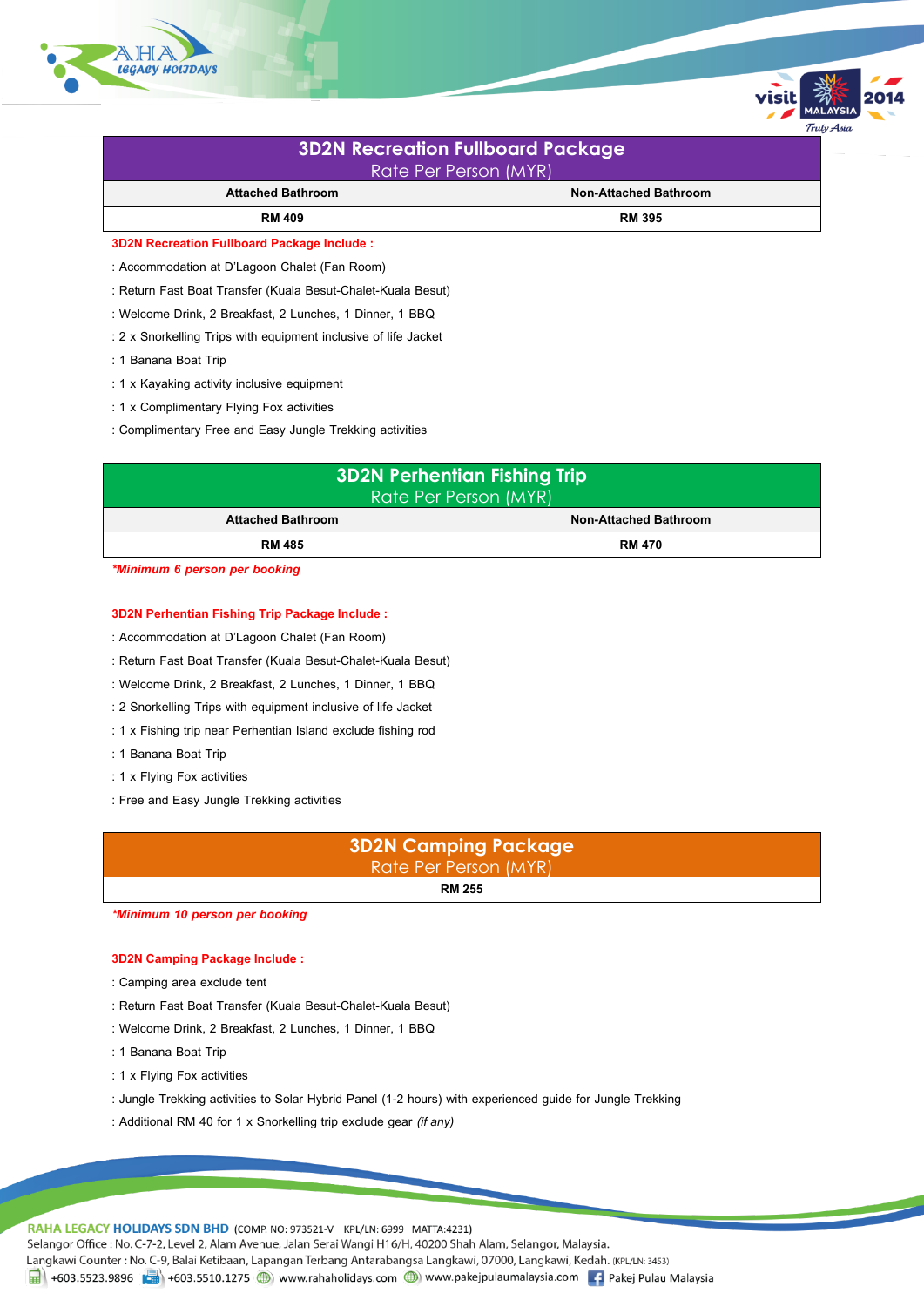| 3D2N Recreation Fullboard Package<br>Rate Per Person (MYR) | |
|---|---|
| **Attached Bathroom** | **Non-Attached Bathroom** |
| **RM 409** | **RM 395** |

**3D2N Recreation Fullboard Package Include :**

: Accommodation at D'Lagoon Chalet (Fan Room)

: Return Fast Boat Transfer (Kuala Besut-Chalet-Kuala Besut)

: Welcome Drink, 2 Breakfast, 2 Lunches, 1 Dinner, 1 BBQ

: 2 x Snorkelling Trips with equipment inclusive of life Jacket

: 1 Banana Boat Trip

: 1 x Kayaking activity inclusive equipment

: 1 x Complimentary Flying Fox activities

: Complimentary Free and Easy Jungle Trekking activities

| 3D2N Perhentian Fishing Trip<br>Rate Per Person (MYR) | |
|---|---|
| **Attached Bathroom** | **Non-Attached Bathroom** |
| **RM 485** | **RM 470** |

***Minimum 6 person per booking***

**3D2N Perhentian Fishing Trip Package Include :**

: Accommodation at D'Lagoon Chalet (Fan Room)

: Return Fast Boat Transfer (Kuala Besut-Chalet-Kuala Besut)

: Welcome Drink, 2 Breakfast, 2 Lunches, 1 Dinner, 1 BBQ

: 2 Snorkelling Trips with equipment inclusive of life Jacket

: 1 x Fishing trip near Perhentian Island exclude fishing rod

: 1 Banana Boat Trip

: 1 x Flying Fox activities

: Free and Easy Jungle Trekking activities

| 3D2N Camping Package<br>Rate Per Person (MYR) |
|---|
| **RM 255** |

***Minimum 10 person per booking***

**3D2N Camping Package Include :**

: Camping area exclude tent

: Return Fast Boat Transfer (Kuala Besut-Chalet-Kuala Besut)

: Welcome Drink, 2 Breakfast, 2 Lunches, 1 Dinner, 1 BBQ

: 1 Banana Boat Trip

: 1 x Flying Fox activities

: Jungle Trekking activities to Solar Hybrid Panel (1-2 hours) with experienced guide for Jungle Trekking

: Additional RM 40 for 1 x Snorkelling trip exclude gear *(if any)*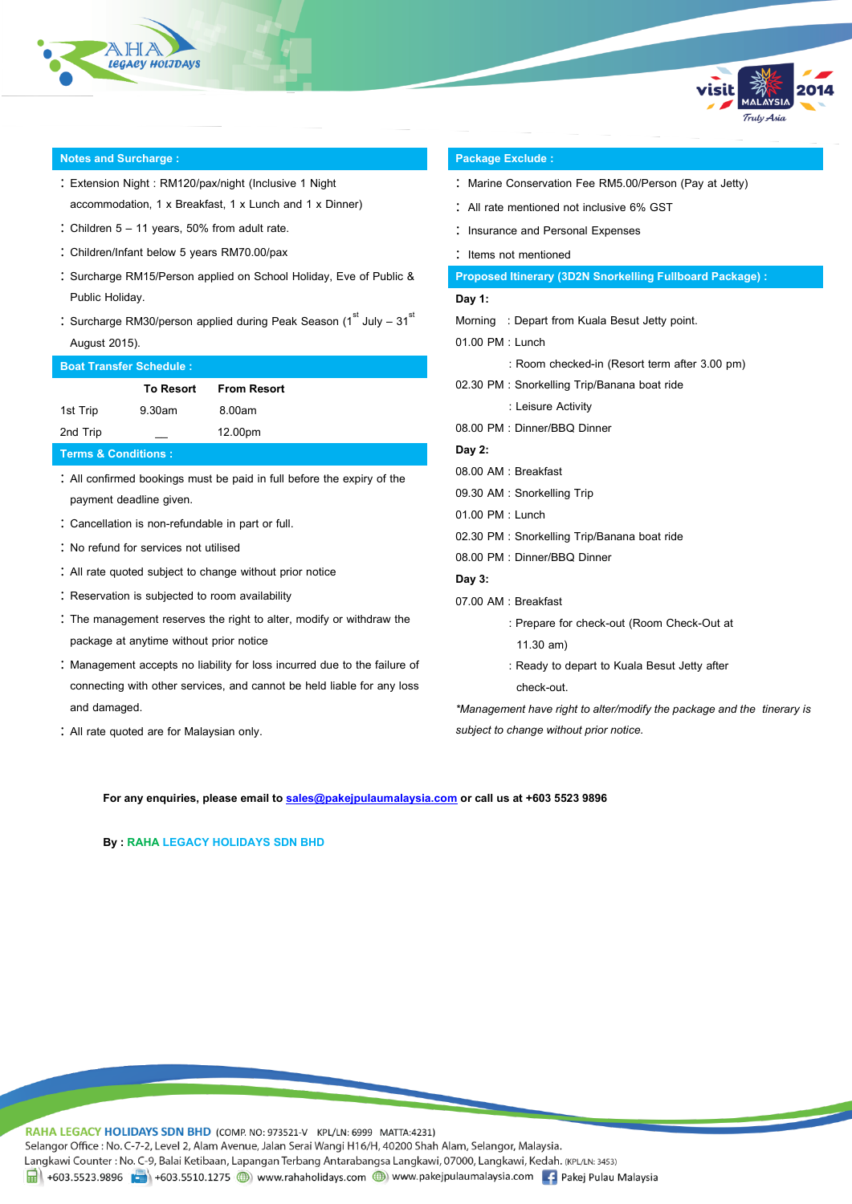## Notes and Surcharge :

- Extension Night : RM120/pax/night (Inclusive 1 Night accommodation, 1 x Breakfast, 1 x Lunch and 1 x Dinner)
- Children 5 – 11 years, 50% from adult rate.
- Children/Infant below 5 years RM70.00/pax
- Surcharge RM15/Person applied on School Holiday, Eve of Public & Public Holiday.
- Surcharge RM30/person applied during Peak Season (1st July – 31st August 2015).

## Boat Transfer Schedule :

| | To Resort | From Resort |
|---|---|---|
| 1st Trip | 9.30am | 8.00am |
| 2nd Trip | __ | 12.00pm |

## Terms & Conditions :

- All confirmed bookings must be paid in full before the expiry of the payment deadline given.
- Cancellation is non-refundable in part or full.
- No refund for services not utilised
- All rate quoted subject to change without prior notice
- Reservation is subjected to room availability
- The management reserves the right to alter, modify or withdraw the package at anytime without prior notice
- Management accepts no liability for loss incurred due to the failure of connecting with other services, and cannot be held liable for any loss and damaged.
- All rate quoted are for Malaysian only.

## Package Exclude :

- Marine Conservation Fee RM5.00/Person (Pay at Jetty)
- All rate mentioned not inclusive 6% GST
- Insurance and Personal Expenses
- Items not mentioned

## Proposed Itinerary (3D2N Snorkelling Fullboard Package) :

**Day 1:**

Morning : Depart from Kuala Besut Jetty point.
01.00 PM : Lunch
: Room checked-in (Resort term after 3.00 pm)
02.30 PM : Snorkelling Trip/Banana boat ride
: Leisure Activity
08.00 PM : Dinner/BBQ Dinner

**Day 2:**

08.00 AM : Breakfast
09.30 AM : Snorkelling Trip
01.00 PM : Lunch
02.30 PM : Snorkelling Trip/Banana boat ride
08.00 PM : Dinner/BBQ Dinner

**Day 3:**

07.00 AM : Breakfast
: Prepare for check-out (Room Check-Out at 11.30 am)
: Ready to depart to Kuala Besut Jetty after check-out.

*\*Management have right to alter/modify the package and the tinerary is subject to change without prior notice.*

**For any enquiries, please email to sales@pakejpulaumalaysia.com or call us at +603 5523 9896**

**By : RAHA LEGACY HOLIDAYS SDN BHD**

RAHA LEGACY HOLIDAYS SDN BHD (COMP. NO: 973521-V KPL/LN: 6999 MATTA:4231)
Selangor Office : No. C-7-2, Level 2, Alam Avenue, Jalan Serai Wangi H16/H, 40200 Shah Alam, Selangor, Malaysia.
Langkawi Counter : No. C-9, Balai Ketibaan, Lapangan Terbang Antarabangsa Langkawi, 07000, Langkawi, Kedah. (KPL/LN: 3453)
+603.5523.9896 +603.5510.1275 www.rahaholidays.com www.pakejpulaumalaysia.com Pakej Pulau Malaysia